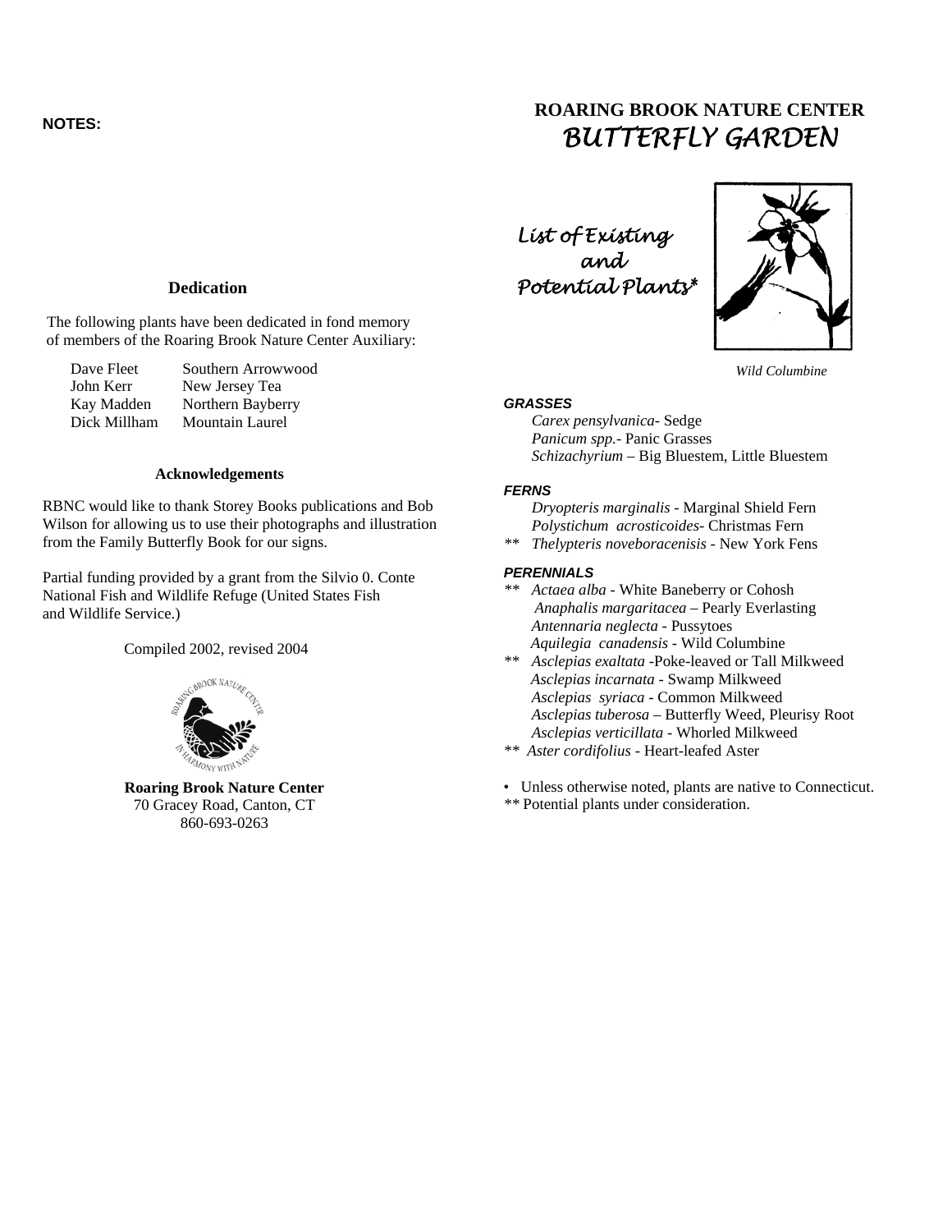NOTES:

## Dedication

The following plants have been dedicated in fond memory of members of the Roaring Brook Nature Center Auxiliary:

| | |
|---|---|
| Dave Fleet | Southern Arrowwood |
| John Kerr | New Jersey Tea |
| Kay Madden | Northern Bayberry |
| Dick Millham | Mountain Laurel |

## Acknowledgements

RBNC would like to thank Storey Books publications and Bob Wilson for allowing us to use their photographs and illustration from the Family Butterfly Book for our signs.

Partial funding provided by a grant from the Silvio 0. Conte National Fish and Wildlife Refuge (United States Fish and Wildlife Service.)

Compiled 2002, revised 2004

**Roaring Brook Nature Center**
70 Gracey Road, Canton, CT
860-693-0263

# ROARING BROOK NATURE CENTER
# *BUTTERFLY GARDEN*

## *List of Existing and Potential Plants**

*Wild Columbine*

### *GRASSES*

- *Carex pensylvanica*- Sedge
- *Panicum spp.*- Panic Grasses
- *Schizachyrium* – Big Bluestem, Little Bluestem

### *FERNS*

- *Dryopteris marginalis* - Marginal Shield Fern
- *Polystichum acrosticoides*- Christmas Fern
- ** *Thelypteris noveboracenisis* - New York Fens

### *PERENNIALS*

- ** *Actaea alba* - White Baneberry or Cohosh
- *Anaphalis margaritacea* – Pearly Everlasting
- *Antennaria neglecta* - Pussytoes
- *Aquilegia canadensis* - Wild Columbine
- ** *Asclepias exaltata* -Poke-leaved or Tall Milkweed
- *Asclepias incarnata* - Swamp Milkweed
- *Asclepias syriaca* - Common Milkweed
- *Asclepias tuberosa* – Butterfly Weed, Pleurisy Root
- *Asclepias verticillata* - Whorled Milkweed
- ** *Aster cordifolius* - Heart-leafed Aster

• Unless otherwise noted, plants are native to Connecticut.
** Potential plants under consideration.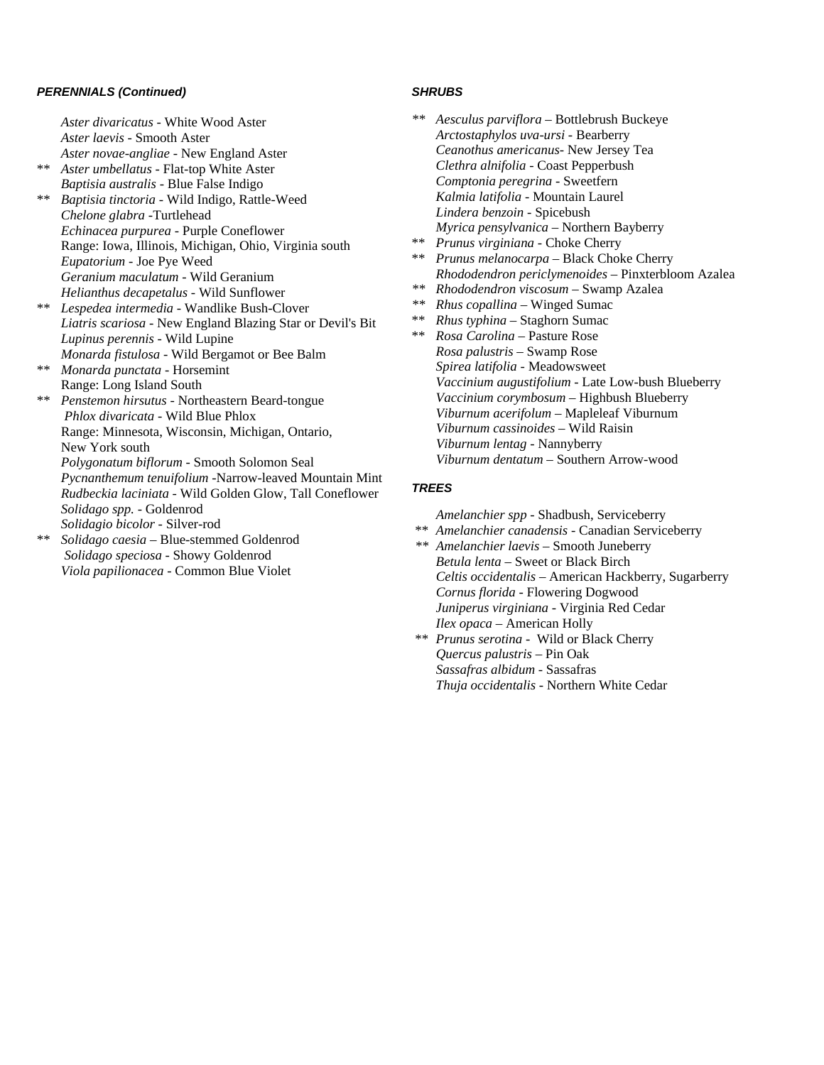### *PERENNIALS (Continued)*

*Aster divaricatus* - White Wood Aster
*Aster laevis* - Smooth Aster
*Aster novae-angliae* - New England Aster
** *Aster umbellatus* - Flat-top White Aster
*Baptisia australis* - Blue False Indigo
** *Baptisia tinctoria* - Wild Indigo, Rattle-Weed
*Chelone glabra* -Turtlehead
*Echinacea purpurea* - Purple Coneflower
Range: Iowa, Illinois, Michigan, Ohio, Virginia south
*Eupatorium* - Joe Pye Weed
*Geranium maculatum* - Wild Geranium
*Helianthus decapetalus* - Wild Sunflower
** *Lespedea intermedia* - Wandlike Bush-Clover
*Liatris scariosa* - New England Blazing Star or Devil's Bit
*Lupinus perennis* - Wild Lupine
*Monarda fistulosa* - Wild Bergamot or Bee Balm
** *Monarda punctata* - Horsemint
Range: Long Island South
** *Penstemon hirsutus* - Northeastern Beard-tongue
*Phlox divaricata* - Wild Blue Phlox
Range: Minnesota, Wisconsin, Michigan, Ontario, New York south
*Polygonatum biflorum* - Smooth Solomon Seal
*Pycnanthemum tenuifolium* -Narrow-leaved Mountain Mint
*Rudbeckia laciniata* - Wild Golden Glow, Tall Coneflower
*Solidago spp.* - Goldenrod
*Solidagio bicolor* - Silver-rod
** *Solidago caesia* – Blue-stemmed Goldenrod
*Solidago speciosa* - Showy Goldenrod
*Viola papilionacea* - Common Blue Violet

### *SHRUBS*

** *Aesculus parviflora* – Bottlebrush Buckeye
*Arctostaphylos uva-ursi* - Bearberry
*Ceanothus americanus*- New Jersey Tea
*Clethra alnifolia* - Coast Pepperbush
*Comptonia peregrina* - Sweetfern
*Kalmia latifolia* - Mountain Laurel
*Lindera benzoin* - Spicebush
*Myrica pensylvanica* – Northern Bayberry
** *Prunus virginiana* - Choke Cherry
** *Prunus melanocarpa* – Black Choke Cherry
*Rhododendron periclymenoides* – Pinxterbloom Azalea
** *Rhododendron viscosum* – Swamp Azalea
** *Rhus copallina* – Winged Sumac
** *Rhus typhina* – Staghorn Sumac
** *Rosa Carolina* – Pasture Rose
*Rosa palustris* – Swamp Rose
*Spirea latifolia* - Meadowsweet
*Vaccinium augustifolium* - Late Low-bush Blueberry
*Vaccinium corymbosum* – Highbush Blueberry
*Viburnum acerifolum* – Mapleleaf Viburnum
*Viburnum cassinoides* – Wild Raisin
*Viburnum lentag* - Nannyberry
*Viburnum dentatum* – Southern Arrow-wood

### *TREES*

*Amelanchier spp* - Shadbush, Serviceberry
** *Amelanchier canadensis* - Canadian Serviceberry
** *Amelanchier laevis* – Smooth Juneberry
*Betula lenta* – Sweet or Black Birch
*Celtis occidentalis* – American Hackberry, Sugarberry
*Cornus florida* - Flowering Dogwood
*Juniperus virginiana* - Virginia Red Cedar
*Ilex opaca* – American Holly
** *Prunus serotina* - Wild or Black Cherry
*Quercus palustris* – Pin Oak
*Sassafras albidum* - Sassafras
*Thuja occidentalis* - Northern White Cedar